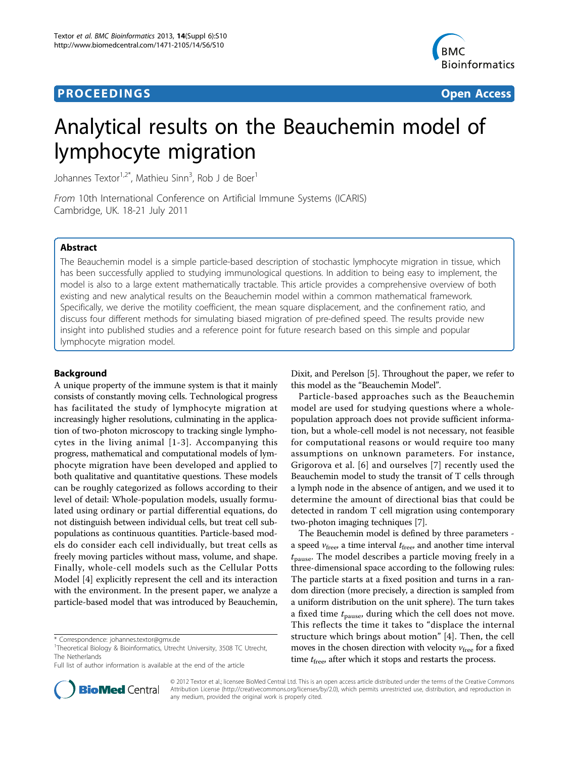PROCEEDINGS **Open Access**

# Analytical results on the Beauchemin model of lymphocyte migration

Johannes Textor[1,2*], Mathieu Sinn[3], Rob J de Boer[1]

*From* 10th International Conference on Artificial Immune Systems (ICARIS)
Cambridge, UK. 18-21 July 2011

## Abstract

The Beauchemin model is a simple particle-based description of stochastic lymphocyte migration in tissue, which has been successfully applied to studying immunological questions. In addition to being easy to implement, the model is also to a large extent mathematically tractable. This article provides a comprehensive overview of both existing and new analytical results on the Beauchemin model within a common mathematical framework. Specifically, we derive the motility coefficient, the mean square displacement, and the confinement ratio, and discuss four different methods for simulating biased migration of pre-defined speed. The results provide new insight into published studies and a reference point for future research based on this simple and popular lymphocyte migration model.

## Background

A unique property of the immune system is that it mainly consists of constantly moving cells. Technological progress has facilitated the study of lymphocyte migration at increasingly higher resolutions, culminating in the application of two-photon microscopy to tracking single lymphocytes in the living animal [1-3]. Accompanying this progress, mathematical and computational models of lymphocyte migration have been developed and applied to both qualitative and quantitative questions. These models can be roughly categorized as follows according to their level of detail: Whole-population models, usually formulated using ordinary or partial differential equations, do not distinguish between individual cells, but treat cell subpopulations as continuous quantities. Particle-based models do consider each cell individually, but treat cells as freely moving particles without mass, volume, and shape. Finally, whole-cell models such as the Cellular Potts Model [4] explicitly represent the cell and its interaction with the environment. In the present paper, we analyze a particle-based model that was introduced by Beauchemin, Dixit, and Perelson [5]. Throughout the paper, we refer to this model as the "Beauchemin Model".

Particle-based approaches such as the Beauchemin model are used for studying questions where a whole-population approach does not provide sufficient information, but a whole-cell model is not necessary, not feasible for computational reasons or would require too many assumptions on unknown parameters. For instance, Grigorova et al. [6] and ourselves [7] recently used the Beauchemin model to study the transit of T cells through a lymph node in the absence of antigen, and we used it to determine the amount of directional bias that could be detected in random T cell migration using contemporary two-photon imaging techniques [7].

The Beauchemin model is defined by three parameters - a speed $v_{\text{free}}$, a time interval $t_{\text{free}}$, and another time interval $t_{\text{pause}}$. The model describes a particle moving freely in a three-dimensional space according to the following rules: The particle starts at a fixed position and turns in a random direction (more precisely, a direction is sampled from a uniform distribution on the unit sphere). The turn takes a fixed time $t_{\text{pause}}$, during which the cell does not move. This reflects the time it takes to "displace the internal structure which brings about motion" [4]. Then, the cell moves in the chosen direction with velocity $v_{\text{free}}$ for a fixed time $t_{\text{free}}$, after which it stops and restarts the process.

\* Correspondence: johannes.textor@gmx.de
[1]Theoretical Biology & Bioinformatics, Utrecht University, 3508 TC Utrecht, The Netherlands
Full list of author information is available at the end of the article

© 2012 Textor et al.; licensee BioMed Central Ltd. This is an open access article distributed under the terms of the Creative Commons Attribution License (http://creativecommons.org/licenses/by/2.0), which permits unrestricted use, distribution, and reproduction in any medium, provided the original work is properly cited.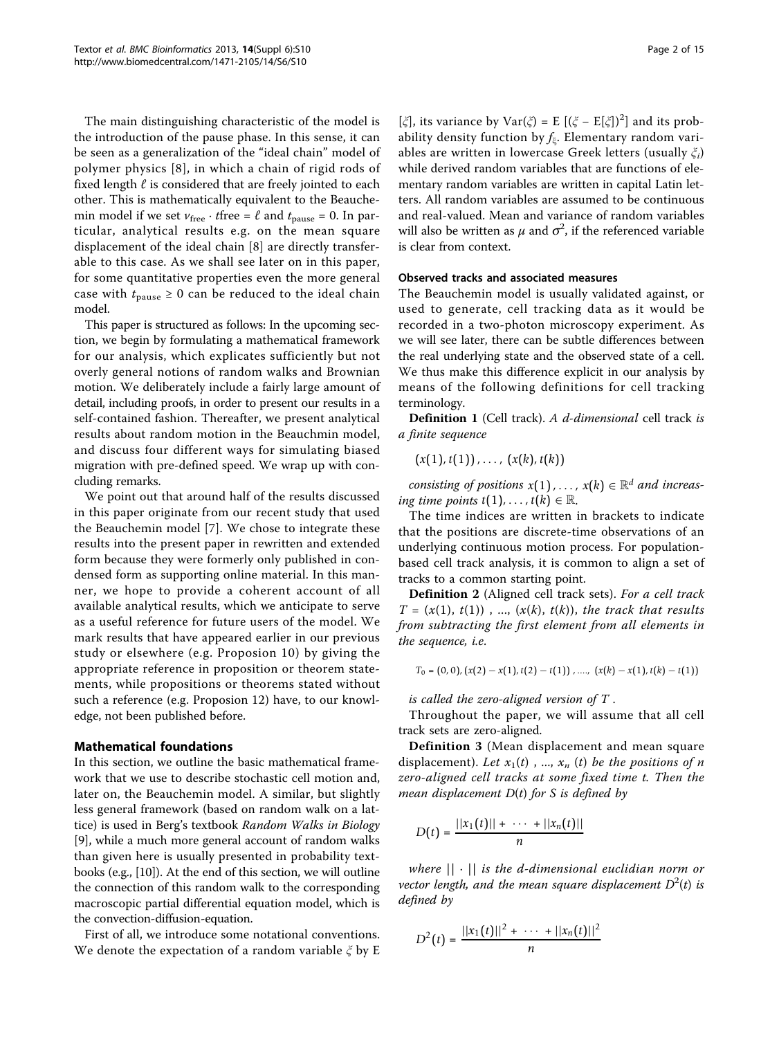The main distinguishing characteristic of the model is the introduction of the pause phase. In this sense, it can be seen as a generalization of the "ideal chain" model of polymer physics [8], in which a chain of rigid rods of fixed length $\ell$ is considered that are freely jointed to each other. This is mathematically equivalent to the Beauchemin model if we set $v_{\text{free}} \cdot t\text{free} = \ell$ and $t_{\text{pause}} = 0$. In particular, analytical results e.g. on the mean square displacement of the ideal chain [8] are directly transferable to this case. As we shall see later on in this paper, for some quantitative properties even the more general case with $t_{\text{pause}} \geq 0$ can be reduced to the ideal chain model.

This paper is structured as follows: In the upcoming section, we begin by formulating a mathematical framework for our analysis, which explicates sufficiently but not overly general notions of random walks and Brownian motion. We deliberately include a fairly large amount of detail, including proofs, in order to present our results in a self-contained fashion. Thereafter, we present analytical results about random motion in the Beauchmin model, and discuss four different ways for simulating biased migration with pre-defined speed. We wrap up with concluding remarks.

We point out that around half of the results discussed in this paper originate from our recent study that used the Beauchemin model [7]. We chose to integrate these results into the present paper in rewritten and extended form because they were formerly only published in condensed form as supporting online material. In this manner, we hope to provide a coherent account of all available analytical results, which we anticipate to serve as a useful reference for future users of the model. We mark results that have appeared earlier in our previous study or elsewhere (e.g. Proposion 10) by giving the appropriate reference in proposition or theorem statements, while propositions or theorems stated without such a reference (e.g. Proposion 12) have, to our knowledge, not been published before.

## Mathematical foundations

In this section, we outline the basic mathematical framework that we use to describe stochastic cell motion and, later on, the Beauchemin model. A similar, but slightly less general framework (based on random walk on a lattice) is used in Berg's textbook *Random Walks in Biology* [9], while a much more general account of random walks than given here is usually presented in probability textbooks (e.g., [10]). At the end of this section, we will outline the connection of this random walk to the corresponding macroscopic partial differential equation model, which is the convection-diffusion-equation.

First of all, we introduce some notational conventions. We denote the expectation of a random variable $\xi$ by $\mathrm{E}[\xi]$, its variance by $\mathrm{Var}(\xi) = \mathrm{E}[(\xi - \mathrm{E}[\xi])^2]$ and its probability density function by $f_\xi$. Elementary random variables are written in lowercase Greek letters (usually $\xi_i$) while derived random variables that are functions of elementary random variables are written in capital Latin letters. All random variables are assumed to be continuous and real-valued. Mean and variance of random variables will also be written as $\mu$ and $\sigma^2$, if the referenced variable is clear from context.

### Observed tracks and associated measures

The Beauchemin model is usually validated against, or used to generate, cell tracking data as it would be recorded in a two-photon microscopy experiment. As we will see later, there can be subtle differences between the real underlying state and the observed state of a cell. We thus make this difference explicit in our analysis by means of the following definitions for cell tracking terminology.

**Definition 1** (Cell track). *A d-dimensional* cell track *is a finite sequence*

$$(x(1), t(1)), \ldots, (x(k), t(k))$$

*consisting of positions $x(1), \ldots, x(k) \in \mathbb{R}^d$ and increasing time points $t(1), \ldots, t(k) \in \mathbb{R}$.*

The time indices are written in brackets to indicate that the positions are discrete-time observations of an underlying continuous motion process. For population-based cell track analysis, it is common to align a set of tracks to a common starting point.

**Definition 2** (Aligned cell track sets). *For a cell track $T = (x(1), t(1))$, ..., $(x(k), t(k))$, the track that results from subtracting the first element from all elements in the sequence, i.e.*

$$T_0 = (0, 0), (x(2) - x(1), t(2) - t(1)), \ldots, (x(k) - x(1), t(k) - t(1))$$

*is called the zero-aligned version of $T$.*

Throughout the paper, we will assume that all cell track sets are zero-aligned.

**Definition 3** (Mean displacement and mean square displacement). *Let $x_1(t)$, ..., $x_n(t)$ be the positions of $n$ zero-aligned cell tracks at some fixed time $t$. Then the mean displacement $D(t)$ for $S$ is defined by*

$$D(t) = \frac{||x_1(t)|| + \cdots + ||x_n(t)||}{n}$$

*where $||\cdot||$ is the d-dimensional euclidian norm or vector length, and the mean square displacement $D^2(t)$ is defined by*

$$D^2(t) = \frac{||x_1(t)||^2 + \cdots + ||x_n(t)||^2}{n}$$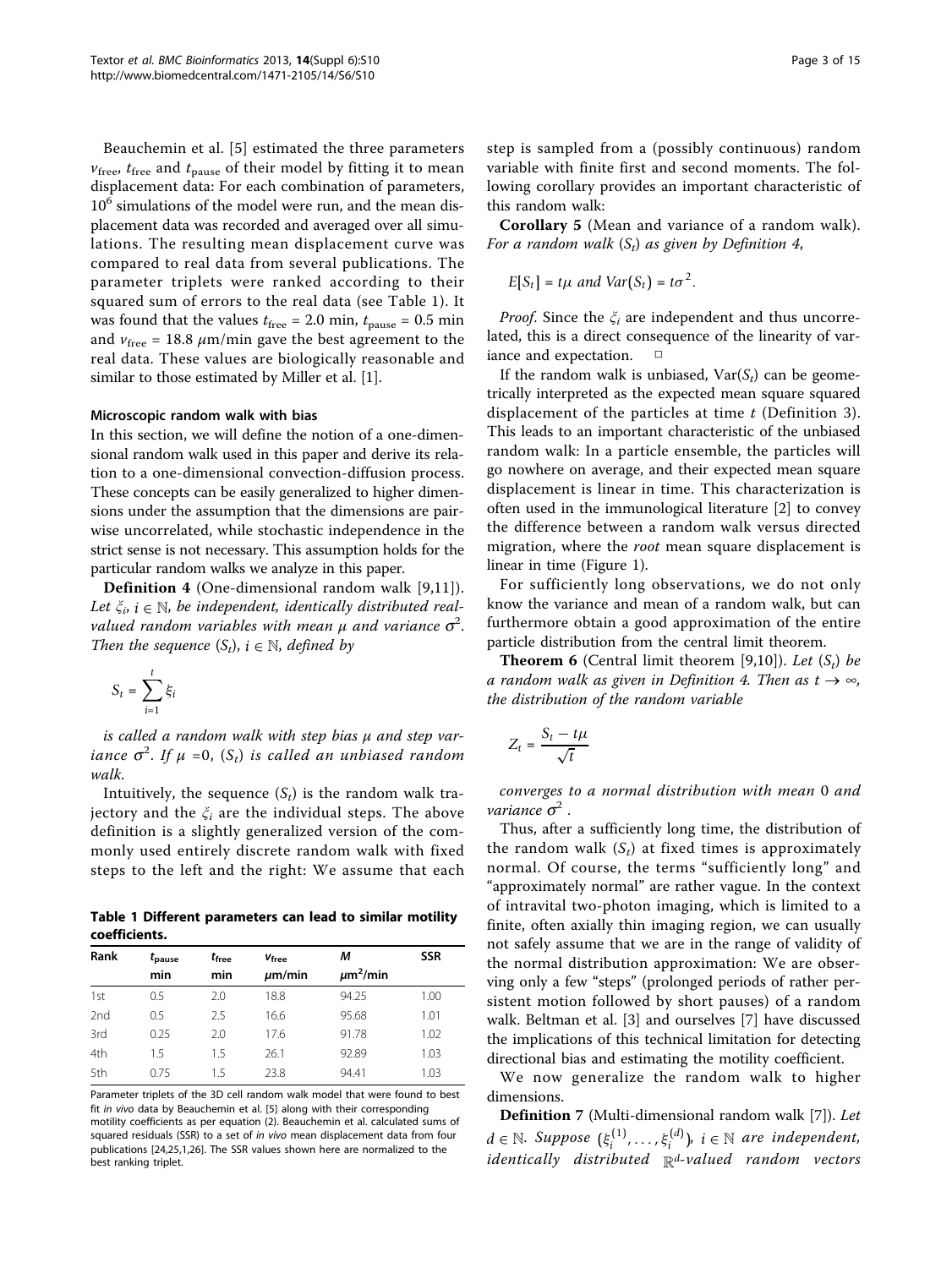Beauchemin et al. [5] estimated the three parameters $v_{\text{free}}$, $t_{\text{free}}$ and $t_{\text{pause}}$ of their model by fitting it to mean displacement data: For each combination of parameters, $10^6$ simulations of the model were run, and the mean displacement data was recorded and averaged over all simulations. The resulting mean displacement curve was compared to real data from several publications. The parameter triplets were ranked according to their squared sum of errors to the real data (see Table 1). It was found that the values $t_{\text{free}} = 2.0$ min, $t_{\text{pause}} = 0.5$ min and $v_{\text{free}} = 18.8$ $\mu$m/min gave the best agreement to the real data. These values are biologically reasonable and similar to those estimated by Miller et al. [1].

### Microscopic random walk with bias

In this section, we will define the notion of a one-dimensional random walk used in this paper and derive its relation to a one-dimensional convection-diffusion process. These concepts can be easily generalized to higher dimensions under the assumption that the dimensions are pairwise uncorrelated, while stochastic independence in the strict sense is not necessary. This assumption holds for the particular random walks we analyze in this paper.

**Definition 4** (One-dimensional random walk [9,11]). *Let $\xi_i$, $i \in \mathbb{N}$, be independent, identically distributed real-valued random variables with mean $\mu$ and variance $\sigma^2$. Then the sequence $(S_t)$, $i \in \mathbb{N}$, defined by*

$$S_t = \sum_{i=1}^{t} \xi_i$$

*is called a random walk with step bias $\mu$ and step variance $\sigma^2$. If $\mu$ =0, $(S_t)$ is called an unbiased random walk.*

Intuitively, the sequence $(S_t)$ is the random walk trajectory and the $\xi_i$ are the individual steps. The above definition is a slightly generalized version of the commonly used entirely discrete random walk with fixed steps to the left and the right: We assume that each step is sampled from a (possibly continuous) random variable with finite first and second moments. The following corollary provides an important characteristic of this random walk:

**Table 1 Different parameters can lead to similar motility coefficients.**

| Rank | $t_{\text{pause}}$ min | $t_{\text{free}}$ min | $v_{\text{free}}$ $\mu$m/min | $M$ $\mu$m$^2$/min | SSR |
|---|---|---|---|---|---|
| 1st | 0.5 | 2.0 | 18.8 | 94.25 | 1.00 |
| 2nd | 0.5 | 2.5 | 16.6 | 95.68 | 1.01 |
| 3rd | 0.25 | 2.0 | 17.6 | 91.78 | 1.02 |
| 4th | 1.5 | 1.5 | 26.1 | 92.89 | 1.03 |
| 5th | 0.75 | 1.5 | 23.8 | 94.41 | 1.03 |

Parameter triplets of the 3D cell random walk model that were found to best fit *in vivo* data by Beauchemin et al. [5] along with their corresponding motility coefficients as per equation (2). Beauchemin et al. calculated sums of squared residuals (SSR) to a set of *in vivo* mean displacement data from four publications [24,25,1,26]. The SSR values shown here are normalized to the best ranking triplet.

**Corollary 5** (Mean and variance of a random walk). *For a random walk $(S_t)$ as given by Definition 4,*

$$E[S_t] = t\mu \text{ and } Var(S_t) = t\sigma^2.$$

*Proof.* Since the $\xi_i$ are independent and thus uncorrelated, this is a direct consequence of the linearity of variance and expectation. □

If the random walk is unbiased, $Var(S_t)$ can be geometrically interpreted as the expected mean square squared displacement of the particles at time $t$ (Definition 3). This leads to an important characteristic of the unbiased random walk: In a particle ensemble, the particles will go nowhere on average, and their expected mean square displacement is linear in time. This characterization is often used in the immunological literature [2] to convey the difference between a random walk versus directed migration, where the *root* mean square displacement is linear in time (Figure 1).

For sufficiently long observations, we do not only know the variance and mean of a random walk, but can furthermore obtain a good approximation of the entire particle distribution from the central limit theorem.

**Theorem 6** (Central limit theorem [9,10]). *Let $(S_t)$ be a random walk as given in Definition 4. Then as $t \to \infty$, the distribution of the random variable*

$$Z_t = \frac{S_t - t\mu}{\sqrt{t}}$$

*converges to a normal distribution with mean 0 and variance $\sigma^2$ .*

Thus, after a sufficiently long time, the distribution of the random walk $(S_t)$ at fixed times is approximately normal. Of course, the terms "sufficiently long" and "approximately normal" are rather vague. In the context of intravital two-photon imaging, which is limited to a finite, often axially thin imaging region, we can usually not safely assume that we are in the range of validity of the normal distribution approximation: We are observing only a few "steps" (prolonged periods of rather persistent motion followed by short pauses) of a random walk. Beltman et al. [3] and ourselves [7] have discussed the implications of this technical limitation for detecting directional bias and estimating the motility coefficient.

We now generalize the random walk to higher dimensions.

**Definition 7** (Multi-dimensional random walk [7]). *Let $d \in \mathbb{N}$. Suppose $(\xi_i^{(1)}, \ldots, \xi_i^{(d)})$, $i \in \mathbb{N}$ are independent, identically distributed $\mathbb{R}^d$-valued random vectors*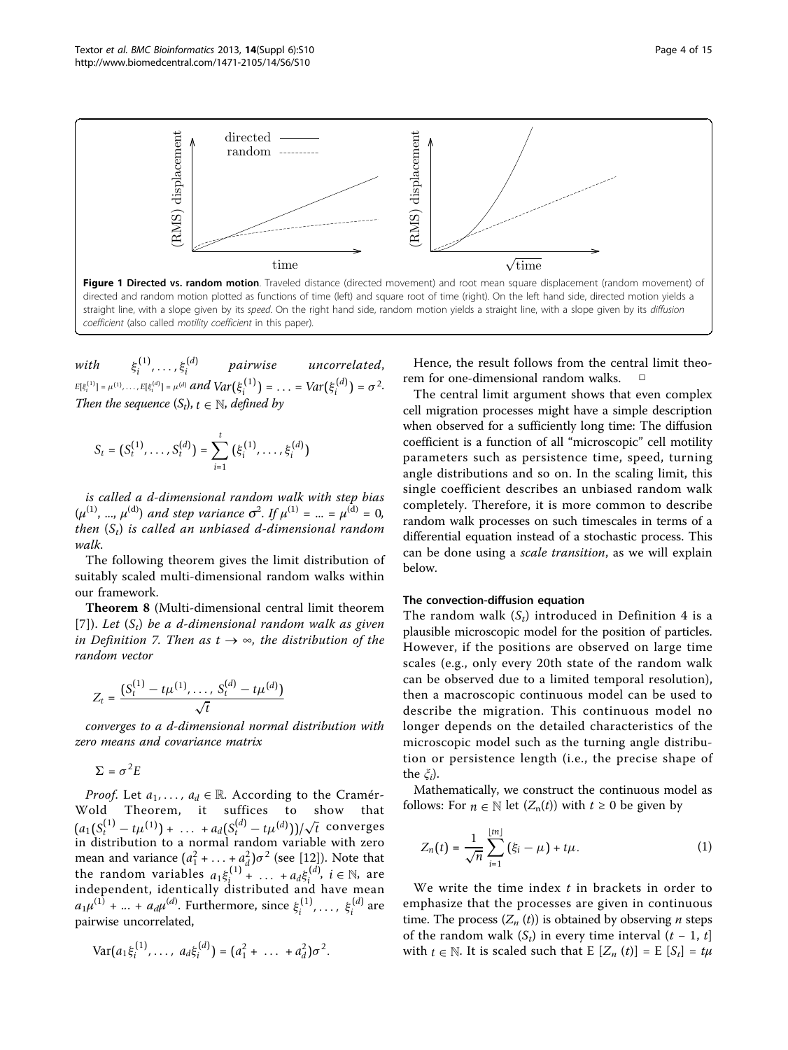**Figure 1 Directed vs. random motion**. Traveled distance (directed movement) and root mean square displacement (random movement) of directed and random motion plotted as functions of time (left) and square root of time (right). On the left hand side, directed motion yields a straight line, with a slope given by its *speed*. On the right hand side, random motion yields a straight line, with a slope given by its *diffusion coefficient* (also called *motility coefficient* in this paper).

*with* $\xi_i^{(1)}, \ldots, \xi_i^{(d)}$ *pairwise uncorrelated,* $E[\xi_i^{(1)}] = \mu^{(1)}, \ldots, E[\xi_i^{(d)}] = \mu^{(d)}$ *and* $Var(\xi_i^{(1)}) = \ldots = Var(\xi_i^{(d)}) = \sigma^2$. *Then the sequence* $(S_t)$, $t \in \mathbb{N}$, *defined by*

$$S_t = (S_t^{(1)}, \ldots, S_t^{(d)}) = \sum_{i=1}^{t} (\xi_i^{(1)}, \ldots, \xi_i^{(d)})$$

*is called a d-dimensional random walk with step bias* $(\mu^{(1)}, \ldots, \mu^{(d)})$ *and step variance* $\sigma^2$. *If* $\mu^{(1)} = \ldots = \mu^{(d)} = 0$, *then* $(S_t)$ *is called an unbiased d-dimensional random walk.*

The following theorem gives the limit distribution of suitably scaled multi-dimensional random walks within our framework.

**Theorem 8** (Multi-dimensional central limit theorem [7]). *Let* $(S_t)$ *be a d-dimensional random walk as given in Definition 7. Then as* $t \to \infty$, *the distribution of the random vector*

$$Z_t = \frac{(S_t^{(1)} - t\mu^{(1)}, \ldots, S_t^{(d)} - t\mu^{(d)})}{\sqrt{t}}$$

*converges to a d-dimensional normal distribution with zero means and covariance matrix*

$$\Sigma = \sigma^2 E$$

*Proof*. Let $a_1, \ldots, a_d \in \mathbb{R}$. According to the Cramér-Wold Theorem, it suffices to show that $(a_1(S_t^{(1)} - t\mu^{(1)}) + \ldots + a_d(S_t^{(d)} - t\mu^{(d)}))/\sqrt{t}$ converges in distribution to a normal random variable with zero mean and variance $(a_1^2 + \ldots + a_d^2)\sigma^2$ (see [12]). Note that the random variables $a_1\xi_i^{(1)} + \ldots + a_d\xi_i^{(d)}$, $i \in \mathbb{N}$, are independent, identically distributed and have mean $a_1\mu^{(1)} + \ldots + a_d\mu^{(d)}$. Furthermore, since $\xi_i^{(1)}, \ldots, \xi_i^{(d)}$ are pairwise uncorrelated,

$$\mathrm{Var}(a_1\xi_i^{(1)}, \ldots, a_d\xi_i^{(d)}) = (a_1^2 + \ldots + a_d^2)\sigma^2.$$

Hence, the result follows from the central limit theorem for one-dimensional random walks. □

The central limit argument shows that even complex cell migration processes might have a simple description when observed for a sufficiently long time: The diffusion coefficient is a function of all "microscopic" cell motility parameters such as persistence time, speed, turning angle distributions and so on. In the scaling limit, this single coefficient describes an unbiased random walk completely. Therefore, it is more common to describe random walk processes on such timescales in terms of a differential equation instead of a stochastic process. This can be done using a *scale transition*, as we will explain below.

### The convection-diffusion equation

The random walk $(S_t)$ introduced in Definition 4 is a plausible microscopic model for the position of particles. However, if the positions are observed on large time scales (e.g., only every 20th state of the random walk can be observed due to a limited temporal resolution), then a macroscopic continuous model can be used to describe the migration. This continuous model no longer depends on the detailed characteristics of the microscopic model such as the turning angle distribution or persistence length (i.e., the precise shape of the $\xi_i$).

Mathematically, we construct the continuous model as follows: For $n \in \mathbb{N}$ let $(Z_n(t))$ with $t \geq 0$ be given by

$$Z_n(t) = \frac{1}{\sqrt{n}} \sum_{i=1}^{\lfloor tn \rfloor} (\xi_i - \mu) + t\mu. \tag{1}$$

We write the time index $t$ in brackets in order to emphasize that the processes are given in continuous time. The process $(Z_n(t))$ is obtained by observing $n$ steps of the random walk $(S_t)$ in every time interval $(t - 1, t]$ with $t \in \mathbb{N}$. It is scaled such that $\mathrm{E}[Z_n(t)] = \mathrm{E}[S_t] = t\mu$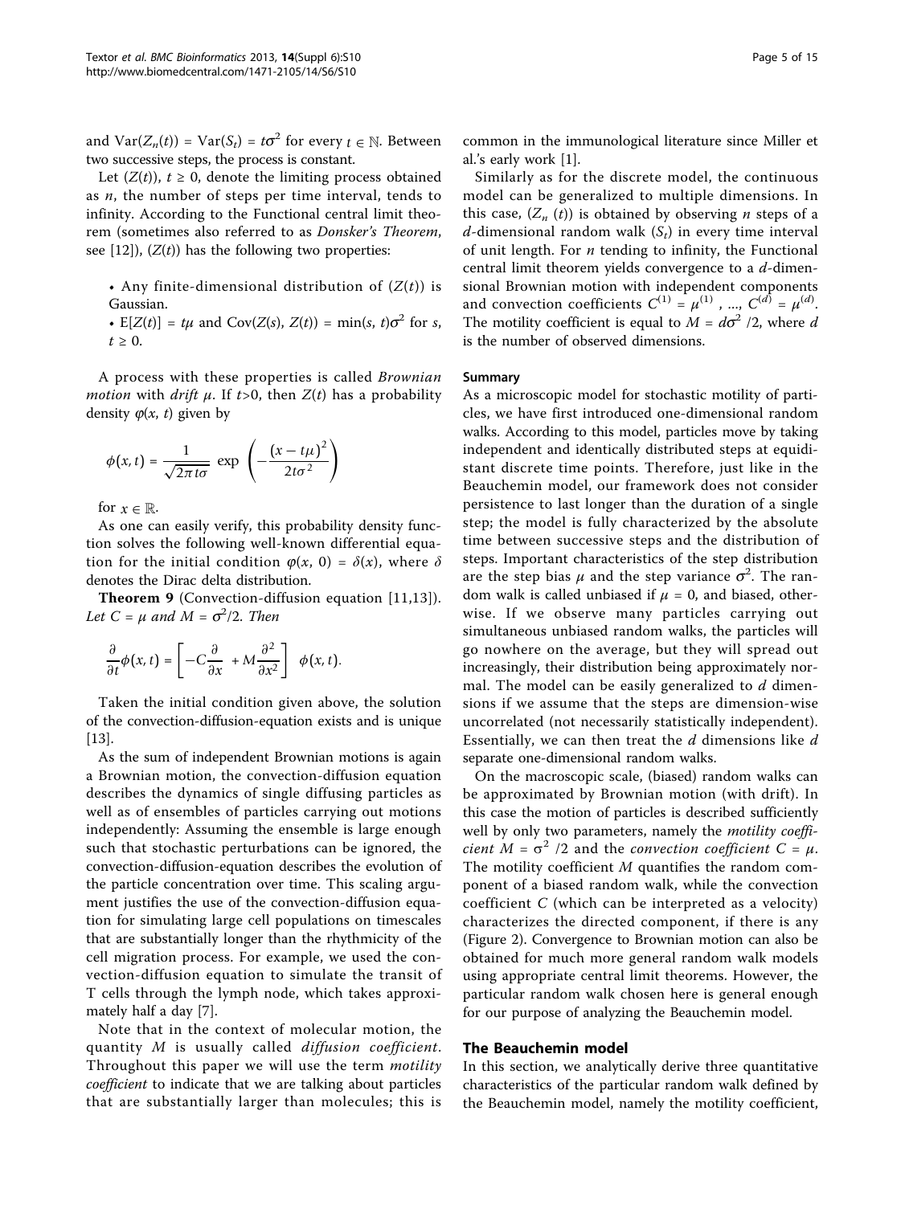and $\text{Var}(Z_n(t)) = \text{Var}(S_t) = t\sigma^2$ for every $t \in \mathbb{N}$. Between two successive steps, the process is constant.

Let $(Z(t))$, $t \geq 0$, denote the limiting process obtained as $n$, the number of steps per time interval, tends to infinity. According to the Functional central limit theorem (sometimes also referred to as *Donsker's Theorem*, see [12]), $(Z(t))$ has the following two properties:

- Any finite-dimensional distribution of $(Z(t))$ is Gaussian.
- $\text{E}[Z(t)] = t\mu$ and $\text{Cov}(Z(s), Z(t)) = \min(s, t)\sigma^2$ for $s$, $t \geq 0$.

A process with these properties is called *Brownian motion* with *drift* $\mu$. If $t>0$, then $Z(t)$ has a probability density $\varphi(x, t)$ given by

$$\phi(x,t) = \frac{1}{\sqrt{2\pi t\sigma}} \exp\left(-\frac{(x-t\mu)^2}{2t\sigma^2}\right)$$

for $x \in \mathbb{R}$.

As one can easily verify, this probability density function solves the following well-known differential equation for the initial condition $\varphi(x, 0) = \delta(x)$, where $\delta$ denotes the Dirac delta distribution.

**Theorem 9** (Convection-diffusion equation [11,13]). *Let* $C = \mu$ *and* $M = \sigma^2/2$. *Then*

$$\frac{\partial}{\partial t}\phi(x,t) = \left[-C\frac{\partial}{\partial x} + M\frac{\partial^2}{\partial x^2}\right] \phi(x,t).$$

Taken the initial condition given above, the solution of the convection-diffusion-equation exists and is unique [13].

As the sum of independent Brownian motions is again a Brownian motion, the convection-diffusion equation describes the dynamics of single diffusing particles as well as of ensembles of particles carrying out motions independently: Assuming the ensemble is large enough such that stochastic perturbations can be ignored, the convection-diffusion-equation describes the evolution of the particle concentration over time. This scaling argument justifies the use of the convection-diffusion equation for simulating large cell populations on timescales that are substantially longer than the rhythmicity of the cell migration process. For example, we used the convection-diffusion equation to simulate the transit of T cells through the lymph node, which takes approximately half a day [7].

Note that in the context of molecular motion, the quantity $M$ is usually called *diffusion coefficient*. Throughout this paper we will use the term *motility coefficient* to indicate that we are talking about particles that are substantially larger than molecules; this is common in the immunological literature since Miller et al.'s early work [1].

Similarly as for the discrete model, the continuous model can be generalized to multiple dimensions. In this case, $(Z_n(t))$ is obtained by observing $n$ steps of a $d$-dimensional random walk $(S_t)$ in every time interval of unit length. For $n$ tending to infinity, the Functional central limit theorem yields convergence to a $d$-dimensional Brownian motion with independent components and convection coefficients $C^{(1)} = \mu^{(1)}, \ldots, C^{(d)} = \mu^{(d)}$. The motility coefficient is equal to $M = d\sigma^2/2$, where $d$ is the number of observed dimensions.

### Summary

As a microscopic model for stochastic motility of particles, we have first introduced one-dimensional random walks. According to this model, particles move by taking independent and identically distributed steps at equidistant discrete time points. Therefore, just like in the Beauchemin model, our framework does not consider persistence to last longer than the duration of a single step; the model is fully characterized by the absolute time between successive steps and the distribution of steps. Important characteristics of the step distribution are the step bias $\mu$ and the step variance $\sigma^2$. The random walk is called unbiased if $\mu = 0$, and biased, otherwise. If we observe many particles carrying out simultaneous unbiased random walks, the particles will go nowhere on the average, but they will spread out increasingly, their distribution being approximately normal. The model can be easily generalized to $d$ dimensions if we assume that the steps are dimension-wise uncorrelated (not necessarily statistically independent). Essentially, we can then treat the $d$ dimensions like $d$ separate one-dimensional random walks.

On the macroscopic scale, (biased) random walks can be approximated by Brownian motion (with drift). In this case the motion of particles is described sufficiently well by only two parameters, namely the *motility coefficient* $M = \sigma^2/2$ and the *convection coefficient* $C = \mu$. The motility coefficient $M$ quantifies the random component of a biased random walk, while the convection coefficient $C$ (which can be interpreted as a velocity) characterizes the directed component, if there is any (Figure 2). Convergence to Brownian motion can also be obtained for much more general random walk models using appropriate central limit theorems. However, the particular random walk chosen here is general enough for our purpose of analyzing the Beauchemin model.

## The Beauchemin model

In this section, we analytically derive three quantitative characteristics of the particular random walk defined by the Beauchemin model, namely the motility coefficient,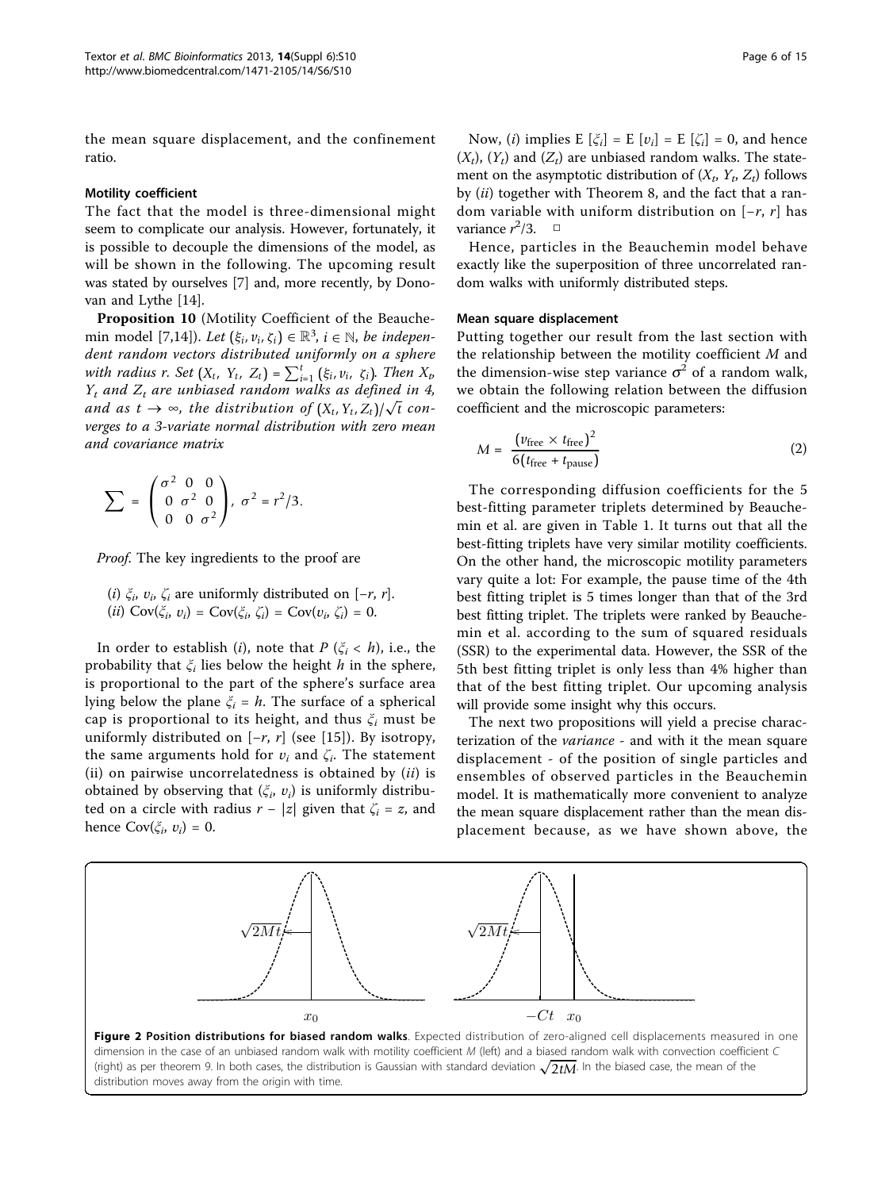the mean square displacement, and the confinement ratio.

### Motility coefficient

The fact that the model is three-dimensional might seem to complicate our analysis. However, fortunately, it is possible to decouple the dimensions of the model, as will be shown in the following. The upcoming result was stated by ourselves [7] and, more recently, by Donovan and Lythe [14].

**Proposition 10** (Motility Coefficient of the Beauchemin model [7,14]). *Let* $(\xi_i, \upsilon_i, \zeta_i) \in \mathbb{R}^3$, $i \in \mathbb{N}$, *be independent random vectors distributed uniformly on a sphere with radius r. Set* $(X_t, Y_t, Z_t) = \sum_{i=1}^{t} (\xi_i, \upsilon_i, \zeta_i)$. *Then* $X_t$, $Y_t$ *and* $Z_t$ *are unbiased random walks as defined in 4, and as* $t \to \infty$, *the distribution of* $(X_t, Y_t, Z_t)/\sqrt{t}$ *converges to a 3-variate normal distribution with zero mean and covariance matrix*

$$\sum = \begin{pmatrix} \sigma^2 & 0 & 0 \\ 0 & \sigma^2 & 0 \\ 0 & 0 & \sigma^2 \end{pmatrix}, \ \sigma^2 = r^2/3.$$

*Proof.* The key ingredients to the proof are

(*i*) $\xi_i$, $\upsilon_i$, $\zeta_i$ are uniformly distributed on $[-r, r]$.
(*ii*) $\mathrm{Cov}(\xi_i, \upsilon_i) = \mathrm{Cov}(\xi_i, \zeta_i) = \mathrm{Cov}(\upsilon_i, \zeta_i) = 0$.

In order to establish (*i*), note that $P(\xi_i < h)$, i.e., the probability that $\xi_i$ lies below the height $h$ in the sphere, is proportional to the part of the sphere's surface area lying below the plane $\xi_i = h$. The surface of a spherical cap is proportional to its height, and thus $\xi_i$ must be uniformly distributed on $[-r, r]$ (see [15]). By isotropy, the same arguments hold for $\upsilon_i$ and $\zeta_i$. The statement (ii) on pairwise uncorrelatedness is obtained by (*ii*) is obtained by observing that $(\xi_i, \upsilon_i)$ is uniformly distributed on a circle with radius $r - |z|$ given that $\zeta_i = z$, and hence $\mathrm{Cov}(\xi_i, \upsilon_i) = 0$.

Now, (*i*) implies $\mathrm{E}[\xi_i] = \mathrm{E}[\upsilon_i] = \mathrm{E}[\zeta_i] = 0$, and hence $(X_t)$, $(Y_t)$ and $(Z_t)$ are unbiased random walks. The statement on the asymptotic distribution of $(X_t, Y_t, Z_t)$ follows by (*ii*) together with Theorem 8, and the fact that a random variable with uniform distribution on $[-r, r]$ has variance $r^2/3$. □

Hence, particles in the Beauchemin model behave exactly like the superposition of three uncorrelated random walks with uniformly distributed steps.

### Mean square displacement

Putting together our result from the last section with the relationship between the motility coefficient $M$ and the dimension-wise step variance $\sigma^2$ of a random walk, we obtain the following relation between the diffusion coefficient and the microscopic parameters:

$$M = \frac{(v_{\text{free}} \times t_{\text{free}})^2}{6(t_{\text{free}} + t_{\text{pause}})} \tag{2}$$

The corresponding diffusion coefficients for the 5 best-fitting parameter triplets determined by Beauchemin et al. are given in Table 1. It turns out that all the best-fitting triplets have very similar motility coefficients. On the other hand, the microscopic motility parameters vary quite a lot: For example, the pause time of the 4th best fitting triplet is 5 times longer than that of the 3rd best fitting triplet. The triplets were ranked by Beauchemin et al. according to the sum of squared residuals (SSR) to the experimental data. However, the SSR of the 5th best fitting triplet is only less than 4% higher than that of the best fitting triplet. Our upcoming analysis will provide some insight why this occurs.

The next two propositions will yield a precise characterization of the *variance* - and with it the mean square displacement - of the position of single particles and ensembles of observed particles in the Beauchemin model. It is mathematically more convenient to analyze the mean square displacement rather than the mean displacement because, as we have shown above, the

**Figure 2 Position distributions for biased random walks**. Expected distribution of zero-aligned cell displacements measured in one dimension in the case of an unbiased random walk with motility coefficient $M$ (left) and a biased random walk with convection coefficient $C$ (right) as per theorem 9. In both cases, the distribution is Gaussian with standard deviation $\sqrt{2tM}$. In the biased case, the mean of the distribution moves away from the origin with time.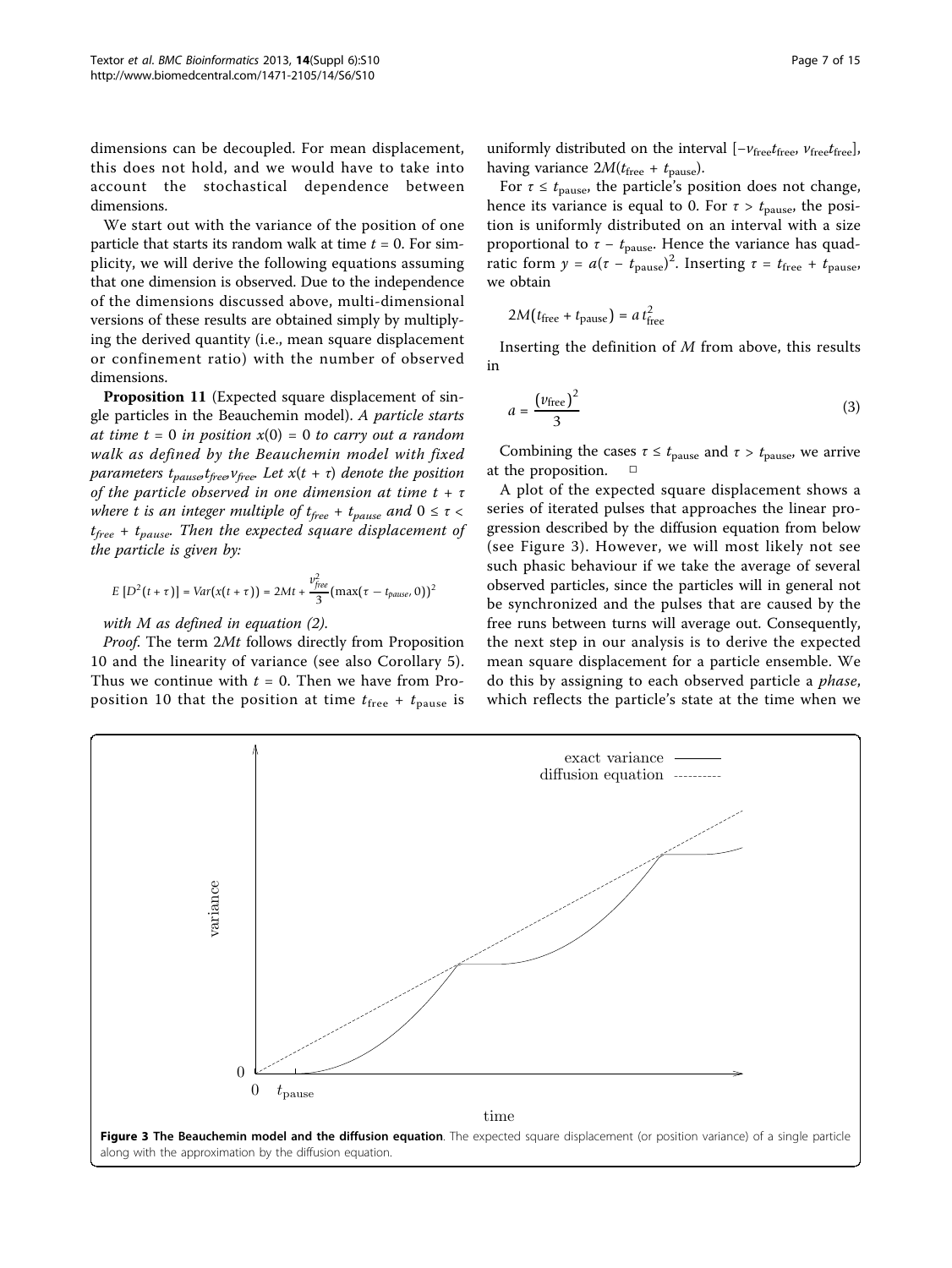dimensions can be decoupled. For mean displacement, this does not hold, and we would have to take into account the stochastical dependence between dimensions.

We start out with the variance of the position of one particle that starts its random walk at time $t = 0$. For simplicity, we will derive the following equations assuming that one dimension is observed. Due to the independence of the dimensions discussed above, multi-dimensional versions of these results are obtained simply by multiplying the derived quantity (i.e., mean square displacement or confinement ratio) with the number of observed dimensions.

**Proposition 11** (Expected square displacement of single particles in the Beauchemin model). *A particle starts at time $t = 0$ in position $x(0) = 0$ to carry out a random walk as defined by the Beauchemin model with fixed parameters $t_{pause}, t_{free}, v_{free}$. Let $x(t + \tau)$ denote the position of the particle observed in one dimension at time $t + \tau$ where $t$ is an integer multiple of $t_{free} + t_{pause}$ and $0 \le \tau < t_{free} + t_{pause}$. Then the expected square displacement of the particle is given by:*

$$E\left[D^2(t+\tau)\right] = Var(x(t+\tau)) = 2Mt + \frac{v_{free}^2}{3}\left(\max(\tau - t_{pause}, 0)\right)^2$$

*with $M$ as defined in equation (2).*

*Proof.* The term $2Mt$ follows directly from Proposition 10 and the linearity of variance (see also Corollary 5). Thus we continue with $t = 0$. Then we have from Proposition 10 that the position at time $t_{\text{free}} + t_{\text{pause}}$ is uniformly distributed on the interval $[-v_{\text{free}}t_{\text{free}}, v_{\text{free}}t_{\text{free}}]$, having variance $2M(t_{\text{free}} + t_{\text{pause}})$.

For $\tau \le t_{\text{pause}}$, the particle's position does not change, hence its variance is equal to 0. For $\tau > t_{\text{pause}}$, the position is uniformly distributed on an interval with a size proportional to $\tau - t_{\text{pause}}$. Hence the variance has quadratic form $y = a(\tau - t_{\text{pause}})^2$. Inserting $\tau = t_{\text{free}} + t_{\text{pause}}$, we obtain

$$2M(t_{\text{free}} + t_{\text{pause}}) = a\, t_{\text{free}}^2$$

Inserting the definition of $M$ from above, this results in

$$a = \frac{(v_{\text{free}})^2}{3} \tag{3}$$

Combining the cases $\tau \le t_{\text{pause}}$ and $\tau > t_{\text{pause}}$, we arrive at the proposition. □

A plot of the expected square displacement shows a series of iterated pulses that approaches the linear progression described by the diffusion equation from below (see Figure 3). However, we will most likely not see such phasic behaviour if we take the average of several observed particles, since the particles will in general not be synchronized and the pulses that are caused by the free runs between turns will average out. Consequently, the next step in our analysis is to derive the expected mean square displacement for a particle ensemble. We do this by assigning to each observed particle a *phase*, which reflects the particle's state at the time when we

**Figure 3 The Beauchemin model and the diffusion equation**. The expected square displacement (or position variance) of a single particle along with the approximation by the diffusion equation.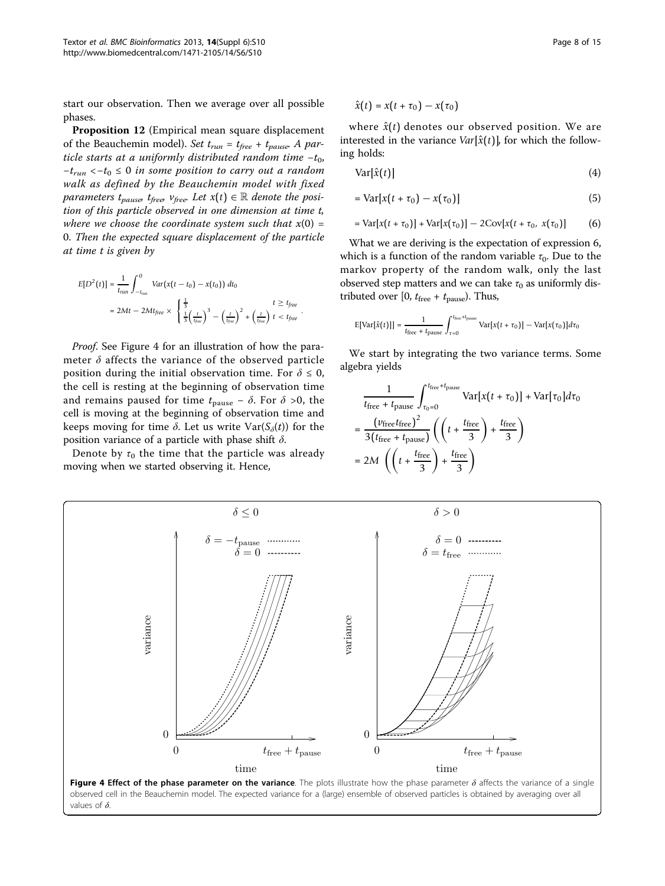start our observation. Then we average over all possible phases.

**Proposition 12** (Empirical mean square displacement of the Beauchemin model). *Set $t_{run} = t_{free} + t_{pause}$. A particle starts at a uniformly distributed random time $-t_0$, $-t_{run} < -t_0 \leq 0$ in some position to carry out a random walk as defined by the Beauchemin model with fixed parameters $t_{pause}$, $t_{free}$, $v_{free}$. Let $x(t) \in \mathbb{R}$ denote the position of this particle observed in one dimension at time t, where we choose the coordinate system such that $x(0) = 0$. Then the expected square displacement of the particle at time t is given by*

$$E[D^2(t)] = \frac{1}{t_{run}} \int_{-t_{run}}^{0} Var(x(t-t_0) - x(t_0))\, dt_0$$
$$= 2Mt - 2Mt_{free} \times \begin{cases} \frac{1}{3} & t \geq t_{free} \\ \frac{1}{3}\left(\frac{t}{t_{free}}\right)^3 - \left(\frac{t}{t_{free}}\right)^2 + \left(\frac{t}{t_{free}}\right) & t < t_{free} \end{cases}.$$

*Proof.* See Figure 4 for an illustration of how the parameter $\delta$ affects the variance of the observed particle position during the initial observation time. For $\delta \leq 0$, the cell is resting at the beginning of observation time and remains paused for time $t_{\text{pause}} - \delta$. For $\delta > 0$, the cell is moving at the beginning of observation time and keeps moving for time $\delta$. Let us write $\text{Var}(S_\delta(t))$ for the position variance of a particle with phase shift $\delta$.

Denote by $\tau_0$ the time that the particle was already moving when we started observing it. Hence,

$$\hat{x}(t) = x(t + \tau_0) - x(\tau_0)$$

where $\hat{x}(t)$ denotes our observed position. We are interested in the variance $Var[\hat{x}(t)]$, for which the following holds:

$$\text{Var}[\hat{x}(t)] \tag{4}$$

$$= \text{Var}[x(t + \tau_0) - x(\tau_0)] \tag{5}$$

$$= \text{Var}[x(t + \tau_0)] + \text{Var}[x(\tau_0)] - 2\text{Cov}[x(t + \tau_0,\ x(\tau_0)] \tag{6}$$

What we are deriving is the expectation of expression 6, which is a function of the random variable $\tau_0$. Due to the markov property of the random walk, only the last observed step matters and we can take $\tau_0$ as uniformly distributed over $[0, t_{\text{free}} + t_{\text{pause}})$. Thus,

$$\text{E}[\text{Var}[\hat{x}(t)]] = \frac{1}{t_{\text{free}} + t_{\text{pause}}} \int_{\tau=0}^{t_{\text{free}}+t_{\text{pause}}} \text{Var}[x(t + \tau_0)] - \text{Var}[x(\tau_0)] d\tau_0$$

We start by integrating the two variance terms. Some algebra yields

$$\frac{1}{t_{\text{free}} + t_{\text{pause}}} \int_{\tau_0=0}^{t_{\text{free}}+t_{\text{pause}}} \text{Var}[x(t + \tau_0)] + \text{Var}[\tau_0] d\tau_0$$
$$= \frac{(v_{\text{free}} t_{\text{free}})^2}{3(t_{\text{free}} + t_{\text{pause}})} \left( \left( t + \frac{t_{\text{free}}}{3} \right) + \frac{t_{\text{free}}}{3} \right)$$
$$= 2M \left( \left( t + \frac{t_{\text{free}}}{3} \right) + \frac{t_{\text{free}}}{3} \right)$$

**Figure 4 Effect of the phase parameter on the variance**. The plots illustrate how the phase parameter $\delta$ affects the variance of a single observed cell in the Beauchemin model. The expected variance for a (large) ensemble of observed particles is obtained by averaging over all values of $\delta$.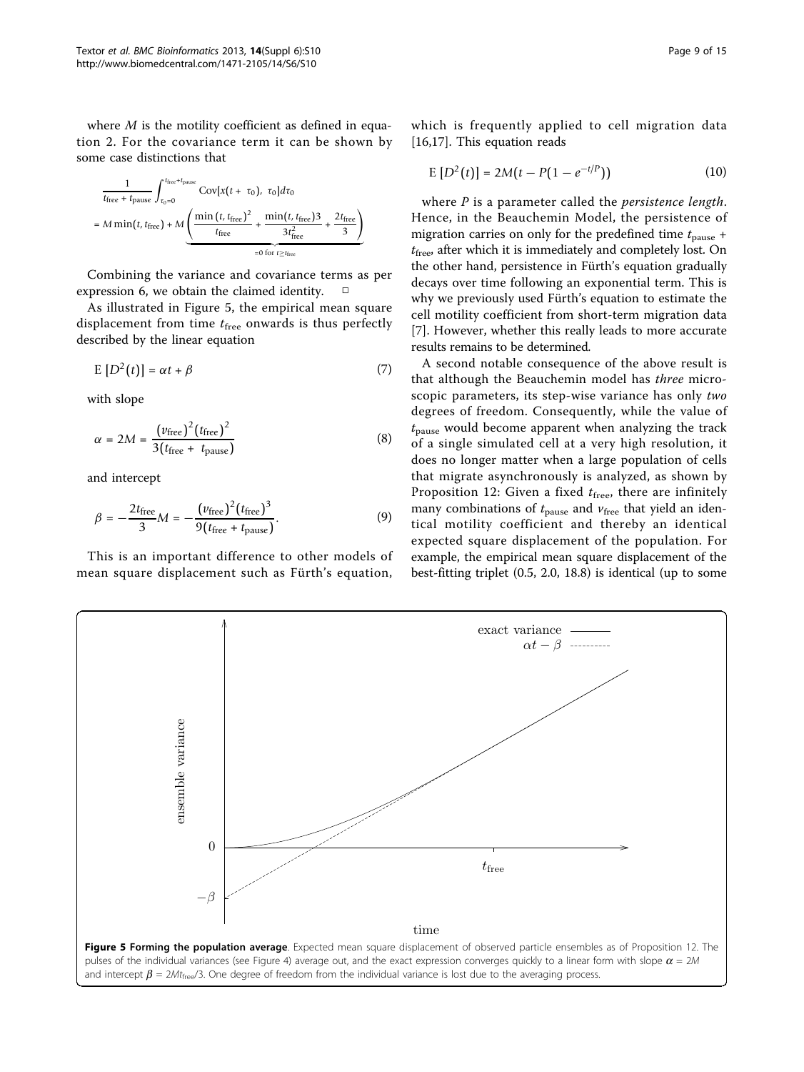where $M$ is the motility coefficient as defined in equation 2. For the covariance term it can be shown by some case distinctions that

$$\frac{1}{t_{\text{free}} + t_{\text{pause}}} \int_{\tau_0=0}^{t_{\text{free}}+t_{\text{pause}}} \text{Cov}[x(t+\tau_0), \tau_0] d\tau_0$$
$$= M \min(t, t_{\text{free}}) + M \underbrace{\left( \frac{\min(t, t_{\text{free}})^2}{t_{\text{free}}} + \frac{\min(t, t_{\text{free}})3}{3t_{\text{free}}^2} + \frac{2t_{\text{free}}}{3} \right)}_{=0 \text{ for } t \geq t_{\text{free}}}$$

Combining the variance and covariance terms as per expression 6, we obtain the claimed identity. □

As illustrated in Figure 5, the empirical mean square displacement from time $t_{\text{free}}$ onwards is thus perfectly described by the linear equation

$$\text{E}\left[D^2(t)\right] = \alpha t + \beta \tag{7}$$

with slope

$$\alpha = 2M = \frac{(v_{\text{free}})^2 (t_{\text{free}})^2}{3(t_{\text{free}} + t_{\text{pause}})} \tag{8}$$

and intercept

$$\beta = -\frac{2t_{\text{free}}}{3} M = -\frac{(v_{\text{free}})^2 (t_{\text{free}})^3}{9(t_{\text{free}} + t_{\text{pause}})}. \tag{9}$$

This is an important difference to other models of mean square displacement such as Fürth's equation, which is frequently applied to cell migration data [16,17]. This equation reads

$$\text{E}\left[D^2(t)\right] = 2M\left(t - P\left(1 - e^{-t/P}\right)\right) \tag{10}$$

where $P$ is a parameter called the *persistence length*. Hence, in the Beauchemin Model, the persistence of migration carries on only for the predefined time $t_{\text{pause}} + t_{\text{free}}$, after which it is immediately and completely lost. On the other hand, persistence in Fürth's equation gradually decays over time following an exponential term. This is why we previously used Fürth's equation to estimate the cell motility coefficient from short-term migration data [7]. However, whether this really leads to more accurate results remains to be determined.

A second notable consequence of the above result is that although the Beauchemin model has *three* microscopic parameters, its step-wise variance has only *two* degrees of freedom. Consequently, while the value of $t_{\text{pause}}$ would become apparent when analyzing the track of a single simulated cell at a very high resolution, it does no longer matter when a large population of cells that migrate asynchronously is analyzed, as shown by Proposition 12: Given a fixed $t_{\text{free}}$, there are infinitely many combinations of $t_{\text{pause}}$ and $v_{\text{free}}$ that yield an identical motility coefficient and thereby an identical expected square displacement of the population. For example, the empirical mean square displacement of the best-fitting triplet (0.5, 2.0, 18.8) is identical (up to some

**Figure 5 Forming the population average**. Expected mean square displacement of observed particle ensembles as of Proposition 12. The pulses of the individual variances (see Figure 4) average out, and the exact expression converges quickly to a linear form with slope $\alpha = 2M$ and intercept $\beta = 2Mt_{\text{free}}/3$. One degree of freedom from the individual variance is lost due to the averaging process.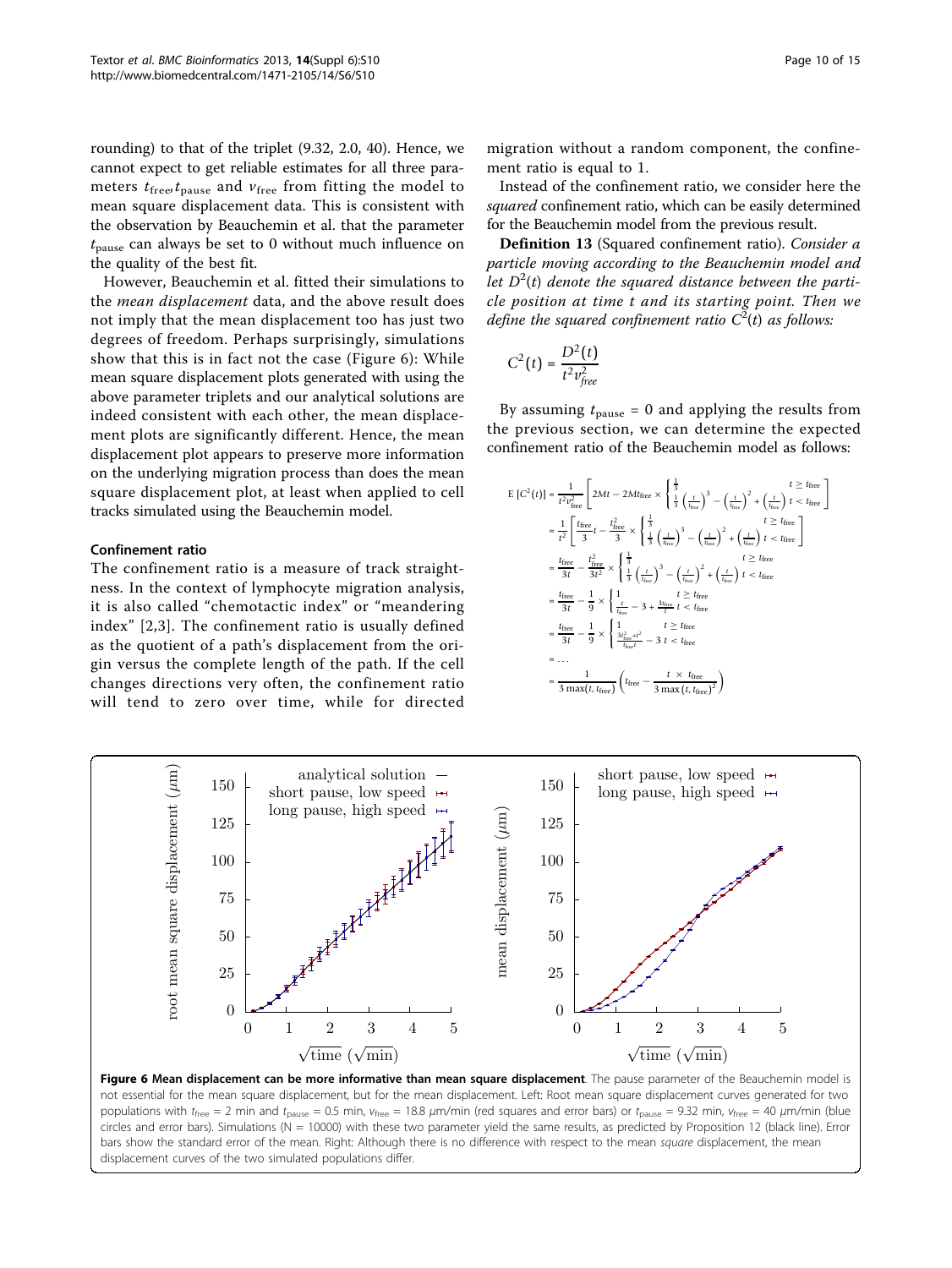rounding) to that of the triplet (9.32, 2.0, 40). Hence, we cannot expect to get reliable estimates for all three parameters $t_{\mathrm{free}}, t_{\mathrm{pause}}$ and $v_{\mathrm{free}}$ from fitting the model to mean square displacement data. This is consistent with the observation by Beauchemin et al. that the parameter $t_{\mathrm{pause}}$ can always be set to 0 without much influence on the quality of the best fit.

However, Beauchemin et al. fitted their simulations to the *mean displacement* data, and the above result does not imply that the mean displacement too has just two degrees of freedom. Perhaps surprisingly, simulations show that this is in fact not the case (Figure 6): While mean square displacement plots generated with using the above parameter triplets and our analytical solutions are indeed consistent with each other, the mean displacement plots are significantly different. Hence, the mean displacement plot appears to preserve more information on the underlying migration process than does the mean square displacement plot, at least when applied to cell tracks simulated using the Beauchemin model.

#### Confinement ratio

The confinement ratio is a measure of track straightness. In the context of lymphocyte migration analysis, it is also called "chemotactic index" or "meandering index" [2,3]. The confinement ratio is usually defined as the quotient of a path's displacement from the origin versus the complete length of the path. If the cell changes directions very often, the confinement ratio will tend to zero over time, while for directed migration without a random component, the confinement ratio is equal to 1.

Instead of the confinement ratio, we consider here the *squared* confinement ratio, which can be easily determined for the Beauchemin model from the previous result.

**Definition 13** (Squared confinement ratio). *Consider a particle moving according to the Beauchemin model and let $D^2(t)$ denote the squared distance between the particle position at time t and its starting point. Then we define the squared confinement ratio $C^2(t)$ as follows:*

$$C^2(t) = \frac{D^2(t)}{t^2 v_{free}^2}$$

By assuming $t_{\mathrm{pause}} = 0$ and applying the results from the previous section, we can determine the expected confinement ratio of the Beauchemin model as follows:

$$
\begin{aligned}
\mathrm{E}\left[C^2(t)\right] &= \frac{1}{t^2 v_{\mathrm{free}}^2}\left[2Mt - 2Mt_{\mathrm{free}} \times \begin{cases} \frac{1}{3} & t \geq t_{\mathrm{free}} \\ \frac{1}{3}\left(\frac{t}{t_{\mathrm{free}}}\right)^3 - \left(\frac{t}{t_{\mathrm{free}}}\right)^2 + \left(\frac{t}{t_{\mathrm{free}}}\right) & t < t_{\mathrm{free}} \end{cases}\right] \\
&= \frac{1}{t^2}\left[\frac{t_{\mathrm{free}}}{3}t - \frac{t_{\mathrm{free}}^2}{3} \times \begin{cases} \frac{1}{3} & t \geq t_{\mathrm{free}} \\ \frac{1}{3}\left(\frac{t}{t_{\mathrm{free}}}\right)^3 - \left(\frac{t}{t_{\mathrm{free}}}\right)^2 + \left(\frac{t}{t_{\mathrm{free}}}\right) & t < t_{\mathrm{free}} \end{cases}\right] \\
&= \frac{t_{\mathrm{free}}}{3t} - \frac{t_{\mathrm{free}}^2}{3t^2} \times \begin{cases} \frac{1}{3} & t \geq t_{\mathrm{free}} \\ \frac{1}{3}\left(\frac{t}{t_{\mathrm{free}}}\right)^3 - \left(\frac{t}{t_{\mathrm{free}}}\right)^2 + \left(\frac{t}{t_{\mathrm{free}}}\right) & t < t_{\mathrm{free}} \end{cases} \\
&= \frac{t_{\mathrm{free}}}{3t} - \frac{1}{9} \times \begin{cases} 1 & t \geq t_{\mathrm{free}} \\ \frac{t}{t_{\mathrm{free}}} - 3 + \frac{3t_{\mathrm{free}}}{t} & t < t_{\mathrm{free}} \end{cases} \\
&= \frac{t_{\mathrm{free}}}{3t} - \frac{1}{9} \times \begin{cases} 1 & t \geq t_{\mathrm{free}} \\ \frac{3t_{\mathrm{free}}^2 + t^2}{t_{\mathrm{free}} t} - 3 & t < t_{\mathrm{free}} \end{cases} \\
&= \ldots \\
&= \frac{1}{3\max(t, t_{\mathrm{free}})}\left(t_{\mathrm{free}} - \frac{t \times t_{\mathrm{free}}}{3\max(t, t_{\mathrm{free}})^2}\right)
\end{aligned}
$$

**Figure 6 Mean displacement can be more informative than mean square displacement**. The pause parameter of the Beauchemin model is not essential for the mean square displacement, but for the mean displacement. Left: Root mean square displacement curves generated for two populations with $t_{\mathrm{free}}$ = 2 min and $t_{\mathrm{pause}}$ = 0.5 min, $v_{\mathrm{free}}$ = 18.8 μm/min (red squares and error bars) or $t_{\mathrm{pause}}$ = 9.32 min, $v_{\mathrm{free}}$ = 40 μm/min (blue circles and error bars). Simulations (N = 10000) with these two parameter yield the same results, as predicted by Proposition 12 (black line). Error bars show the standard error of the mean. Right: Although there is no difference with respect to the mean *square* displacement, the mean displacement curves of the two simulated populations differ.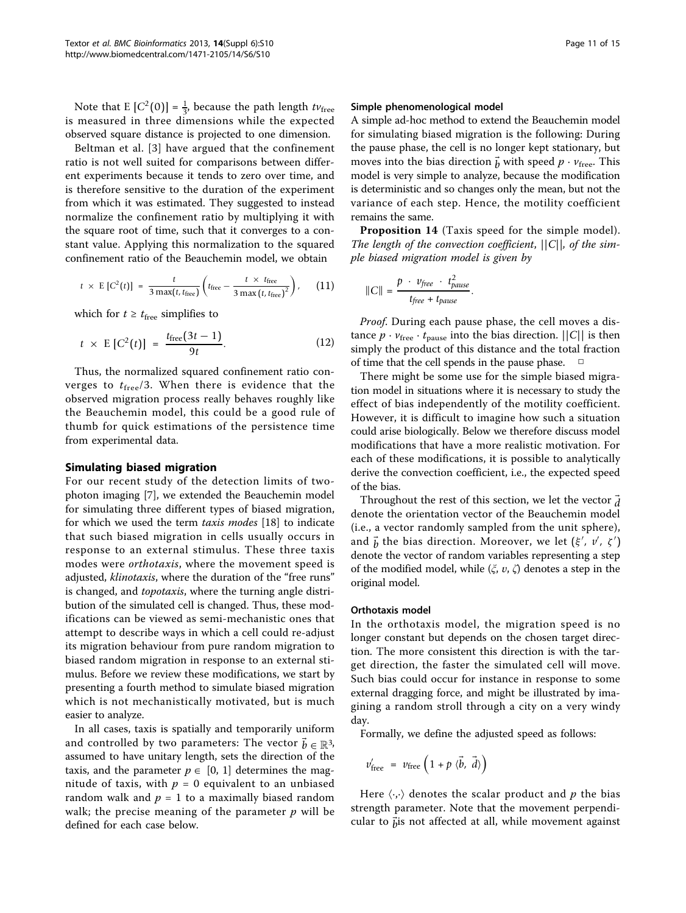Note that $E[C^2(0)] = \frac{1}{3}$, because the path length $tv_{\text{free}}$ is measured in three dimensions while the expected observed square distance is projected to one dimension.

Beltman et al. [3] have argued that the confinement ratio is not well suited for comparisons between different experiments because it tends to zero over time, and is therefore sensitive to the duration of the experiment from which it was estimated. They suggested to instead normalize the confinement ratio by multiplying it with the square root of time, such that it converges to a constant value. Applying this normalization to the squared confinement ratio of the Beauchemin model, we obtain

$$t \times E[C^2(t)] = \frac{t}{3\max(t, t_{\text{free}})}\left(t_{\text{free}} - \frac{t \times t_{\text{free}}}{3\max(t, t_{\text{free}})^2}\right), \qquad (11)$$

which for $t \geq t_{\text{free}}$ simplifies to

$$t \times E[C^2(t)] = \frac{t_{\text{free}}(3t-1)}{9t}. \qquad (12)$$

Thus, the normalized squared confinement ratio converges to $t_{\text{free}}/3$. When there is evidence that the observed migration process really behaves roughly like the Beauchemin model, this could be a good rule of thumb for quick estimations of the persistence time from experimental data.

## Simulating biased migration

For our recent study of the detection limits of two-photon imaging [7], we extended the Beauchemin model for simulating three different types of biased migration, for which we used the term *taxis modes* [18] to indicate that such biased migration in cells usually occurs in response to an external stimulus. These three taxis modes were *orthotaxis*, where the movement speed is adjusted, *klinotaxis*, where the duration of the "free runs" is changed, and *topotaxis*, where the turning angle distribution of the simulated cell is changed. Thus, these modifications can be viewed as semi-mechanistic ones that attempt to describe ways in which a cell could re-adjust its migration behaviour from pure random migration to biased random migration in response to an external stimulus. Before we review these modifications, we start by presenting a fourth method to simulate biased migration which is not mechanistically motivated, but is much easier to analyze.

In all cases, taxis is spatially and temporarily uniform and controlled by two parameters: The vector $\vec{b} \in \mathbb{R}^3$, assumed to have unitary length, sets the direction of the taxis, and the parameter $p \in [0, 1]$ determines the magnitude of taxis, with $p = 0$ equivalent to an unbiased random walk and $p = 1$ to a maximally biased random walk; the precise meaning of the parameter $p$ will be defined for each case below.

### Simple phenomenological model

A simple ad-hoc method to extend the Beauchemin model for simulating biased migration is the following: During the pause phase, the cell is no longer kept stationary, but moves into the bias direction $\vec{b}$ with speed $p \cdot v_{\text{free}}$. This model is very simple to analyze, because the modification is deterministic and so changes only the mean, but not the variance of each step. Hence, the motility coefficient remains the same.

**Proposition 14** (Taxis speed for the simple model). *The length of the convection coefficient, $||C||$, of the simple biased migration model is given by*

$$\|C\| = \frac{p \cdot v_{free} \cdot t_{pause}^2}{t_{free} + t_{pause}}.$$

*Proof*. During each pause phase, the cell moves a distance $p \cdot v_{\text{free}} \cdot t_{\text{pause}}$ into the bias direction. $||C||$ is then simply the product of this distance and the total fraction of time that the cell spends in the pause phase. □

There might be some use for the simple biased migration model in situations where it is necessary to study the effect of bias independently of the motility coefficient. However, it is difficult to imagine how such a situation could arise biologically. Below we therefore discuss model modifications that have a more realistic motivation. For each of these modifications, it is possible to analytically derive the convection coefficient, i.e., the expected speed of the bias.

Throughout the rest of this section, we let the vector $\vec{d}$ denote the orientation vector of the Beauchemin model (i.e., a vector randomly sampled from the unit sphere), and $\vec{b}$ the bias direction. Moreover, we let $(\xi', v', \zeta')$ denote the vector of random variables representing a step of the modified model, while $(\xi, v, \zeta)$ denotes a step in the original model.

### Orthotaxis model

In the orthotaxis model, the migration speed is no longer constant but depends on the chosen target direction. The more consistent this direction is with the target direction, the faster the simulated cell will move. Such bias could occur for instance in response to some external dragging force, and might be illustrated by imagining a random stroll through a city on a very windy day.

Formally, we define the adjusted speed as follows:

$$v'_{\text{free}} = v_{\text{free}}\left(1 + p\,\langle\vec{b}, \vec{d}\rangle\right)$$

Here $\langle\cdot,\cdot\rangle$ denotes the scalar product and $p$ the bias strength parameter. Note that the movement perpendicular to $\vec{b}$is not affected at all, while movement against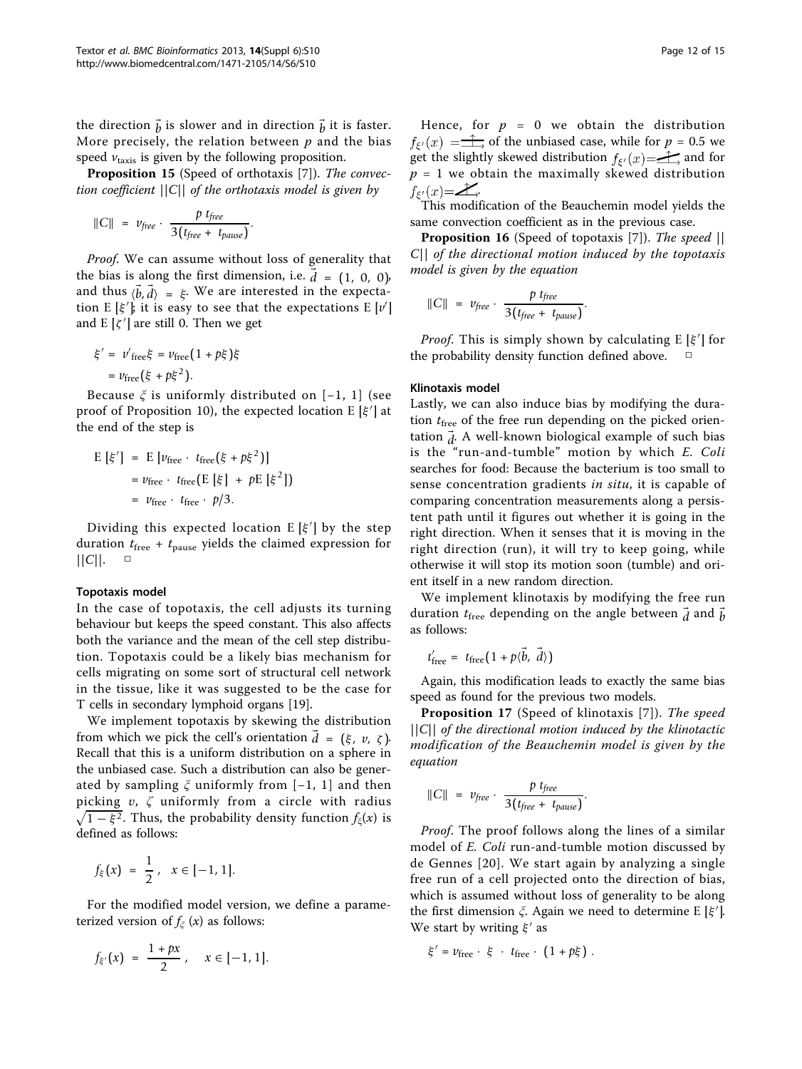the direction $\vec{b}$ is slower and in direction $\vec{b}$ it is faster. More precisely, the relation between $p$ and the bias speed $v_{\text{taxis}}$ is given by the following proposition.

**Proposition 15** (Speed of orthotaxis [7]). *The convection coefficient $||C||$ of the orthotaxis model is given by*

$$\|C\| = v_{free} \cdot \frac{p\ t_{free}}{3(t_{free} + t_{pause})}.$$

*Proof.* We can assume without loss of generality that the bias is along the first dimension, i.e. $\vec{d} = (1, 0, 0)$, and thus $\langle \vec{b}, \vec{d} \rangle = \xi$. We are interested in the expectation $\mathrm{E}[\xi']$; it is easy to see that the expectations $\mathrm{E}[\upsilon']$ and $\mathrm{E}[\zeta']$ are still 0. Then we get

$$\begin{aligned} \xi' &= \upsilon'_{\text{free}}\xi = v_{\text{free}}(1 + p\xi)\xi \\ &= v_{\text{free}}(\xi + p\xi^2). \end{aligned}$$

Because $\xi$ is uniformly distributed on $[-1, 1]$ (see proof of Proposition 10), the expected location $\mathrm{E}[\xi']$ at the end of the step is

$$\begin{aligned} \mathrm{E}[\xi'] &= \mathrm{E}[v_{\text{free}} \cdot t_{\text{free}}(\xi + p\xi^2)] \\ &= v_{\text{free}} \cdot t_{\text{free}}(\mathrm{E}[\xi] + p\mathrm{E}[\xi^2]) \\ &= v_{\text{free}} \cdot t_{\text{free}} \cdot p/3. \end{aligned}$$

Dividing this expected location $\mathrm{E}[\xi']$ by the step duration $t_{\text{free}} + t_{\text{pause}}$ yields the claimed expression for $||C||$. □

#### Topotaxis model

In the case of topotaxis, the cell adjusts its turning behaviour but keeps the speed constant. This also affects both the variance and the mean of the cell step distribution. Topotaxis could be a likely bias mechanism for cells migrating on some sort of structural cell network in the tissue, like it was suggested to be the case for T cells in secondary lymphoid organs [19].

We implement topotaxis by skewing the distribution from which we pick the cell's orientation $\vec{d} = (\xi, \upsilon, \zeta)$. Recall that this is a uniform distribution on a sphere in the unbiased case. Such a distribution can also be generated by sampling $\xi$ uniformly from $[-1, 1]$ and then picking $\upsilon$, $\zeta$ uniformly from a circle with radius $\sqrt{1 - \xi^2}$. Thus, the probability density function $f_\xi(x)$ is defined as follows:

$$f_\xi(x) = \frac{1}{2}, \quad x \in [-1, 1].$$

For the modified model version, we define a parameterized version of $f_\xi(x)$ as follows:

$$f_{\xi'}(x) = \frac{1 + px}{2}, \quad x \in [-1, 1].$$

Hence, for $p = 0$ we obtain the distribution $f_{\xi'}(x) =$ of the unbiased case, while for $p = 0.5$ we get the slightly skewed distribution $f_{\xi'}(x) =$ and for $p = 1$ we obtain the maximally skewed distribution $f_{\xi'}(x) =$.

This modification of the Beauchemin model yields the same convection coefficient as in the previous case.

**Proposition 16** (Speed of topotaxis [7]). *The speed $||C||$ of the directional motion induced by the topotaxis model is given by the equation*

$$\|C\| = v_{free} \cdot \frac{p\ t_{free}}{3(t_{free} + t_{pause})}.$$

*Proof.* This is simply shown by calculating $\mathrm{E}[\xi']$ for the probability density function defined above. □

#### Klinotaxis model

Lastly, we can also induce bias by modifying the duration $t_{\text{free}}$ of the free run depending on the picked orientation $\vec{d}$. A well-known biological example of such bias is the "run-and-tumble" motion by which *E. Coli* searches for food: Because the bacterium is too small to sense concentration gradients *in situ*, it is capable of comparing concentration measurements along a persistent path until it figures out whether it is going in the right direction. When it senses that it is moving in the right direction (run), it will try to keep going, while otherwise it will stop its motion soon (tumble) and orient itself in a new random direction.

We implement klinotaxis by modifying the free run duration $t_{\text{free}}$ depending on the angle between $\vec{d}$ and $\vec{b}$ as follows:

$$t'_{\text{free}} = t_{\text{free}}(1 + p\langle \vec{b}, \vec{d} \rangle)$$

Again, this modification leads to exactly the same bias speed as found for the previous two models.

**Proposition 17** (Speed of klinotaxis [7]). *The speed $||C||$ of the directional motion induced by the klinotactic modification of the Beauchemin model is given by the equation*

$$\|C\| = v_{free} \cdot \frac{p\ t_{free}}{3(t_{free} + t_{pause})}.$$

*Proof.* The proof follows along the lines of a similar model of *E. Coli* run-and-tumble motion discussed by de Gennes [20]. We start again by analyzing a single free run of a cell projected onto the direction of bias, which is assumed without loss of generality to be along the first dimension $\xi$. Again we need to determine $\mathrm{E}[\xi']$. We start by writing $\xi'$ as

$$\xi' = v_{\text{free}} \cdot \xi \cdot t_{\text{free}} \cdot (1 + p\xi).$$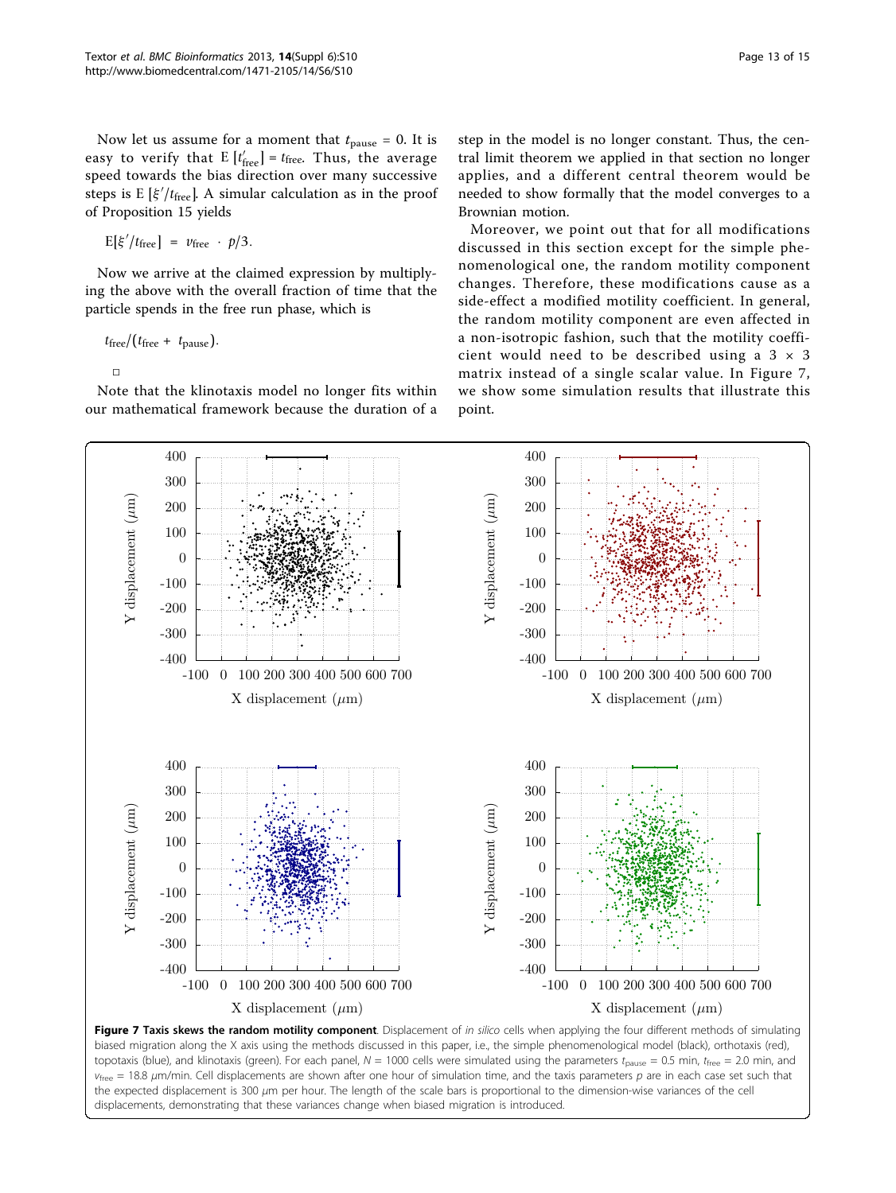Now let us assume for a moment that $t_{\text{pause}} = 0$. It is easy to verify that $\mathrm{E}[t'_{\text{free}}] = t_{\text{free}}$. Thus, the average speed towards the bias direction over many successive steps is $\mathrm{E}[\xi'/t_{\text{free}}]$. A simular calculation as in the proof of Proposition 15 yields

$$\mathrm{E}[\xi'/t_{\text{free}}] = v_{\text{free}} \cdot p/3.$$

Now we arrive at the claimed expression by multiplying the above with the overall fraction of time that the particle spends in the free run phase, which is

$$t_{\text{free}}/(t_{\text{free}} + t_{\text{pause}}).$$

□

Note that the klinotaxis model no longer fits within our mathematical framework because the duration of a step in the model is no longer constant. Thus, the central limit theorem we applied in that section no longer applies, and a different central theorem would be needed to show formally that the model converges to a Brownian motion.

Moreover, we point out that for all modifications discussed in this section except for the simple phenomenological one, the random motility component changes. Therefore, these modifications cause as a side-effect a modified motility coefficient. In general, the random motility component are even affected in a non-isotropic fashion, such that the motility coefficient would need to be described using a 3 × 3 matrix instead of a single scalar value. In Figure 7, we show some simulation results that illustrate this point.

**Figure 7 Taxis skews the random motility component**. Displacement of *in silico* cells when applying the four different methods of simulating biased migration along the X axis using the methods discussed in this paper, i.e., the simple phenomenological model (black), orthotaxis (red), topotaxis (blue), and klinotaxis (green). For each panel, $N = 1000$ cells were simulated using the parameters $t_{\text{pause}} = 0.5$ min, $t_{\text{free}} = 2.0$ min, and $v_{\text{free}} = 18.8$ μm/min. Cell displacements are shown after one hour of simulation time, and the taxis parameters $p$ are in each case set such that the expected displacement is 300 μm per hour. The length of the scale bars is proportional to the dimension-wise variances of the cell displacements, demonstrating that these variances change when biased migration is introduced.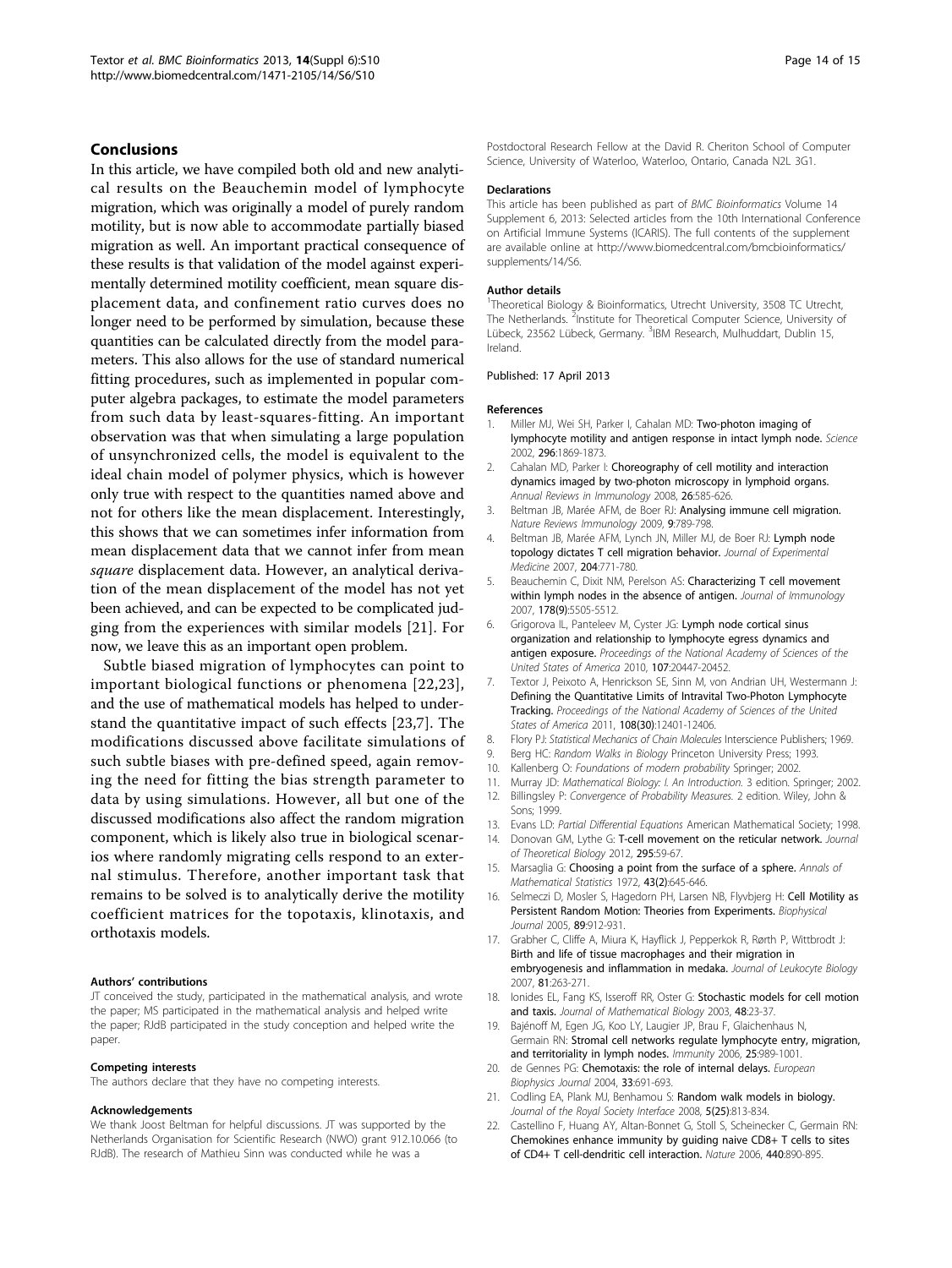## Conclusions

In this article, we have compiled both old and new analytical results on the Beauchemin model of lymphocyte migration, which was originally a model of purely random motility, but is now able to accommodate partially biased migration as well. An important practical consequence of these results is that validation of the model against experimentally determined motility coefficient, mean square displacement data, and confinement ratio curves does no longer need to be performed by simulation, because these quantities can be calculated directly from the model parameters. This also allows for the use of standard numerical fitting procedures, such as implemented in popular computer algebra packages, to estimate the model parameters from such data by least-squares-fitting. An important observation was that when simulating a large population of unsynchronized cells, the model is equivalent to the ideal chain model of polymer physics, which is however only true with respect to the quantities named above and not for others like the mean displacement. Interestingly, this shows that we can sometimes infer information from mean displacement data that we cannot infer from mean *square* displacement data. However, an analytical derivation of the mean displacement of the model has not yet been achieved, and can be expected to be complicated judging from the experiences with similar models [21]. For now, we leave this as an important open problem.

Subtle biased migration of lymphocytes can point to important biological functions or phenomena [22,23], and the use of mathematical models has helped to understand the quantitative impact of such effects [23,7]. The modifications discussed above facilitate simulations of such subtle biases with pre-defined speed, again removing the need for fitting the bias strength parameter to data by using simulations. However, all but one of the discussed modifications also affect the random migration component, which is likely also true in biological scenarios where randomly migrating cells respond to an external stimulus. Therefore, another important task that remains to be solved is to analytically derive the motility coefficient matrices for the topotaxis, klinotaxis, and orthotaxis models.

#### Authors' contributions

JT conceived the study, participated in the mathematical analysis, and wrote the paper; MS participated in the mathematical analysis and helped write the paper; RJdB participated in the study conception and helped write the paper.

#### Competing interests

The authors declare that they have no competing interests.

#### Acknowledgements

We thank Joost Beltman for helpful discussions. JT was supported by the Netherlands Organisation for Scientific Research (NWO) grant 912.10.066 (to RJdB). The research of Mathieu Sinn was conducted while he was a Postdoctoral Research Fellow at the David R. Cheriton School of Computer Science, University of Waterloo, Waterloo, Ontario, Canada N2L 3G1.

#### Declarations

This article has been published as part of *BMC Bioinformatics* Volume 14 Supplement 6, 2013: Selected articles from the 10th International Conference on Artificial Immune Systems (ICARIS). The full contents of the supplement are available online at http://www.biomedcentral.com/bmcbioinformatics/supplements/14/S6.

#### Author details

[1]Theoretical Biology & Bioinformatics, Utrecht University, 3508 TC Utrecht, The Netherlands. [2]Institute for Theoretical Computer Science, University of Lübeck, 23562 Lübeck, Germany. [3]IBM Research, Mulhuddart, Dublin 15, Ireland.

Published: 17 April 2013

#### References

1. Miller MJ, Wei SH, Parker I, Cahalan MD: **Two-photon imaging of lymphocyte motility and antigen response in intact lymph node.** *Science* 2002, **296**:1869-1873.
2. Cahalan MD, Parker I: **Choreography of cell motility and interaction dynamics imaged by two-photon microscopy in lymphoid organs.** *Annual Reviews in Immunology* 2008, **26**:585-626.
3. Beltman JB, Marée AFM, de Boer RJ: **Analysing immune cell migration.** *Nature Reviews Immunology* 2009, **9**:789-798.
4. Beltman JB, Marée AFM, Lynch JN, Miller MJ, de Boer RJ: **Lymph node topology dictates T cell migration behavior.** *Journal of Experimental Medicine* 2007, **204**:771-780.
5. Beauchemin C, Dixit NM, Perelson AS: **Characterizing T cell movement within lymph nodes in the absence of antigen.** *Journal of Immunology* 2007, **178(9)**:5505-5512.
6. Grigorova IL, Panteleev M, Cyster JG: **Lymph node cortical sinus organization and relationship to lymphocyte egress dynamics and antigen exposure.** *Proceedings of the National Academy of Sciences of the United States of America* 2010, **107**:20447-20452.
7. Textor J, Peixoto A, Henrickson SE, Sinn M, von Andrian UH, Westermann J: **Defining the Quantitative Limits of Intravital Two-Photon Lymphocyte Tracking.** *Proceedings of the National Academy of Sciences of the United States of America* 2011, **108(30)**:12401-12406.
8. Flory PJ: *Statistical Mechanics of Chain Molecules* Interscience Publishers; 1969.
9. Berg HC: *Random Walks in Biology* Princeton University Press; 1993.
10. Kallenberg O: *Foundations of modern probability* Springer; 2002.
11. Murray JD: *Mathematical Biology: I. An Introduction.* 3 edition. Springer; 2002.
12. Billingsley P: *Convergence of Probability Measures.* 2 edition. Wiley, John & Sons; 1999.
13. Evans LD: *Partial Differential Equations* American Mathematical Society; 1998.
14. Donovan GM, Lythe G: **T-cell movement on the reticular network.** *Journal of Theoretical Biology* 2012, **295**:59-67.
15. Marsaglia G: **Choosing a point from the surface of a sphere.** *Annals of Mathematical Statistics* 1972, **43(2)**:645-646.
16. Selmeczi D, Mosler S, Hagedorn PH, Larsen NB, Flyvbjerg H: **Cell Motility as Persistent Random Motion: Theories from Experiments.** *Biophysical Journal* 2005, **89**:912-931.
17. Grabher C, Cliffe A, Miura K, Hayflick J, Pepperkok R, Rørth P, Wittbrodt J: **Birth and life of tissue macrophages and their migration in embryogenesis and inflammation in medaka.** *Journal of Leukocyte Biology* 2007, **81**:263-271.
18. Ionides EL, Fang KS, Isseroff RR, Oster G: **Stochastic models for cell motion and taxis.** *Journal of Mathematical Biology* 2003, **48**:23-37.
19. Bajénoff M, Egen JG, Koo LY, Laugier JP, Brau F, Glaichenhaus N, Germain RN: **Stromal cell networks regulate lymphocyte entry, migration, and territoriality in lymph nodes.** *Immunity* 2006, **25**:989-1001.
20. de Gennes PG: **Chemotaxis: the role of internal delays.** *European Biophysics Journal* 2004, **33**:691-693.
21. Codling EA, Plank MJ, Benhamou S: **Random walk models in biology.** *Journal of the Royal Society Interface* 2008, **5(25)**:813-834.
22. Castellino F, Huang AY, Altan-Bonnet G, Stoll S, Scheinecker C, Germain RN: **Chemokines enhance immunity by guiding naive CD8+ T cells to sites of CD4+ T cell-dendritic cell interaction.** *Nature* 2006, **440**:890-895.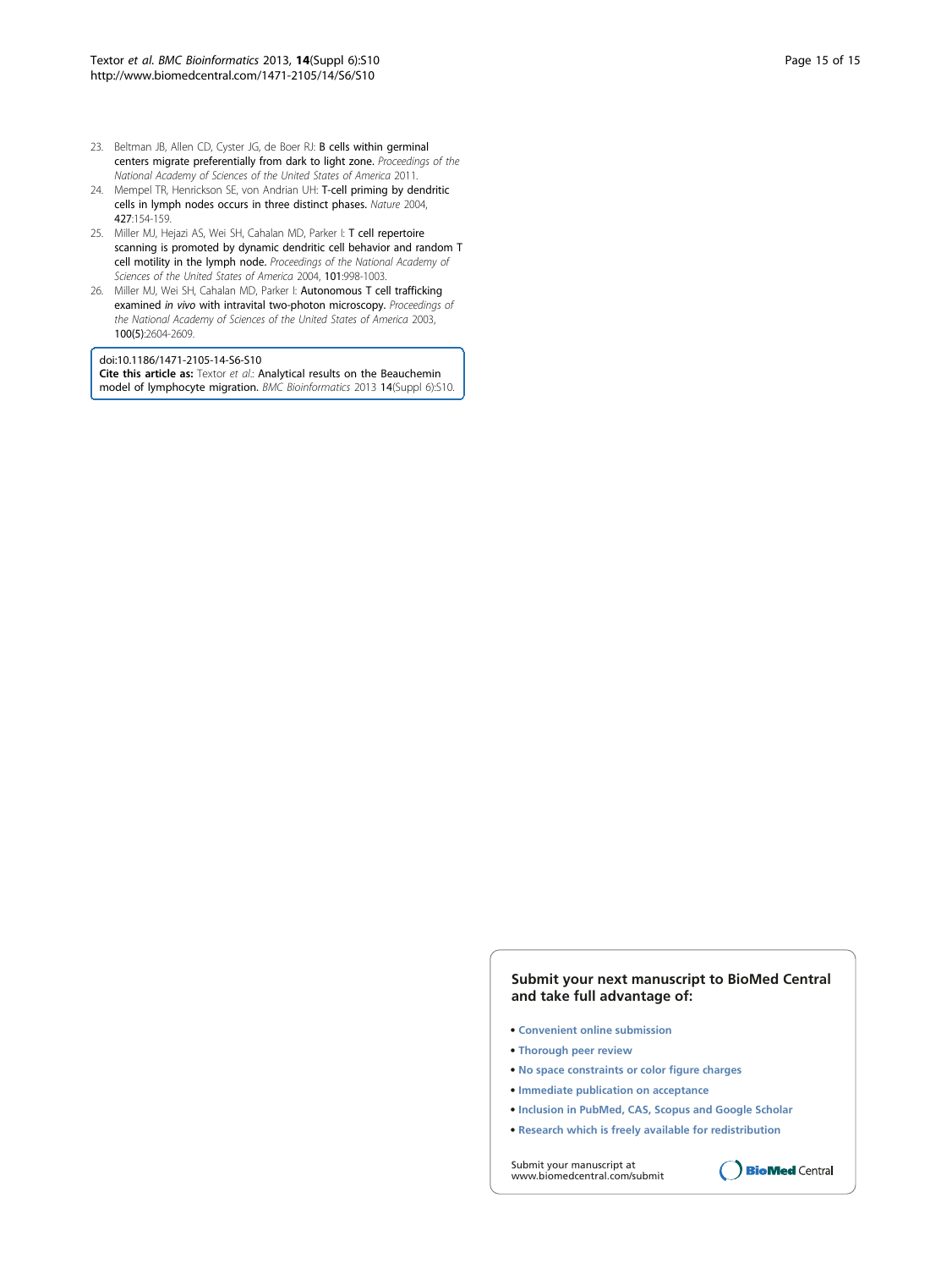23. Beltman JB, Allen CD, Cyster JG, de Boer RJ: **B cells within germinal centers migrate preferentially from dark to light zone.** *Proceedings of the National Academy of Sciences of the United States of America* 2011.
24. Mempel TR, Henrickson SE, von Andrian UH: **T-cell priming by dendritic cells in lymph nodes occurs in three distinct phases.** *Nature* 2004, **427**:154-159.
25. Miller MJ, Hejazi AS, Wei SH, Cahalan MD, Parker I: **T cell repertoire scanning is promoted by dynamic dendritic cell behavior and random T cell motility in the lymph node.** *Proceedings of the National Academy of Sciences of the United States of America* 2004, **101**:998-1003.
26. Miller MJ, Wei SH, Cahalan MD, Parker I: **Autonomous T cell trafficking examined *in vivo* with intravital two-photon microscopy.** *Proceedings of the National Academy of Sciences of the United States of America* 2003, **100(5)**:2604-2609.

doi:10.1186/1471-2105-14-S6-S10
**Cite this article as:** Textor *et al.*: Analytical results on the Beauchemin model of lymphocyte migration. *BMC Bioinformatics* 2013 **14**(Suppl 6):S10.

**Submit your next manuscript to BioMed Central and take full advantage of:**

- **Convenient online submission**
- **Thorough peer review**
- **No space constraints or color figure charges**
- **Immediate publication on acceptance**
- **Inclusion in PubMed, CAS, Scopus and Google Scholar**
- **Research which is freely available for redistribution**

Submit your manuscript at
www.biomedcentral.com/submit

BioMed Central